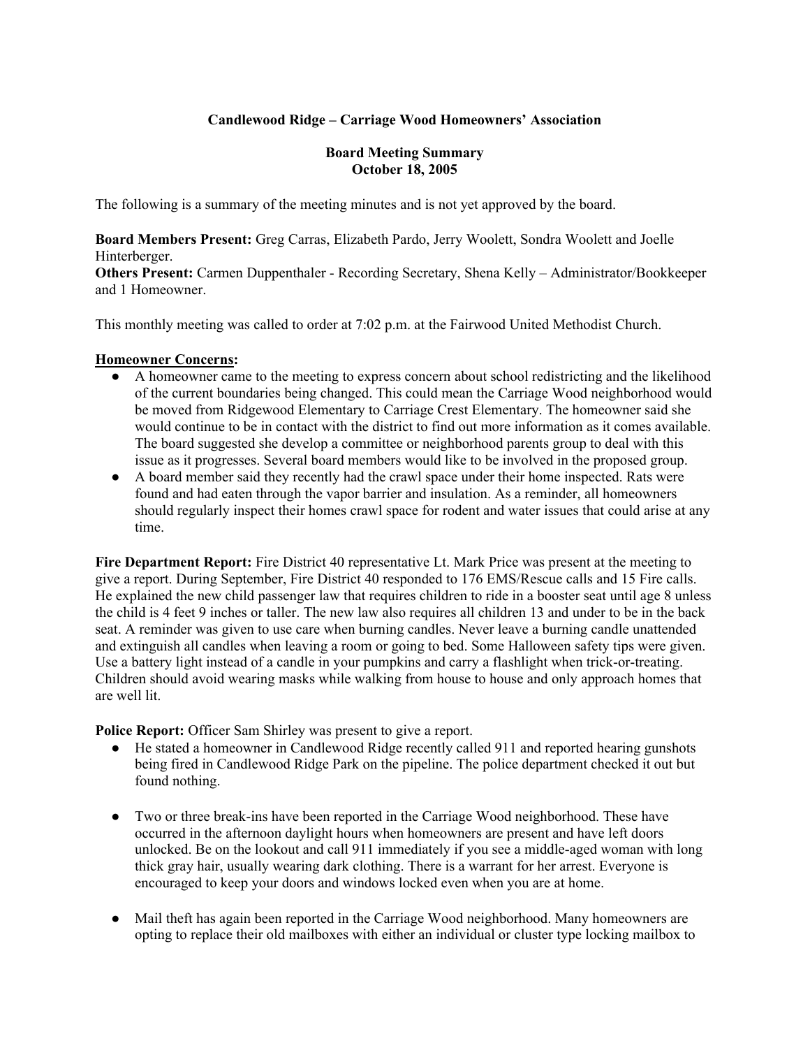**Candlewood Ridge – Carriage Wood Homeowners' Association**

**Board Meeting Summary**
**October 18, 2005**

The following is a summary of the meeting minutes and is not yet approved by the board.

**Board Members Present:** Greg Carras, Elizabeth Pardo, Jerry Woolett, Sondra Woolett and Joelle Hinterberger.
**Others Present:** Carmen Duppenthaler - Recording Secretary, Shena Kelly – Administrator/Bookkeeper and 1 Homeowner.

This monthly meeting was called to order at 7:02 p.m. at the Fairwood United Methodist Church.

**Homeowner Concerns:**

- A homeowner came to the meeting to express concern about school redistricting and the likelihood of the current boundaries being changed. This could mean the Carriage Wood neighborhood would be moved from Ridgewood Elementary to Carriage Crest Elementary. The homeowner said she would continue to be in contact with the district to find out more information as it comes available. The board suggested she develop a committee or neighborhood parents group to deal with this issue as it progresses. Several board members would like to be involved in the proposed group.
- A board member said they recently had the crawl space under their home inspected. Rats were found and had eaten through the vapor barrier and insulation. As a reminder, all homeowners should regularly inspect their homes crawl space for rodent and water issues that could arise at any time.

**Fire Department Report:** Fire District 40 representative Lt. Mark Price was present at the meeting to give a report. During September, Fire District 40 responded to 176 EMS/Rescue calls and 15 Fire calls. He explained the new child passenger law that requires children to ride in a booster seat until age 8 unless the child is 4 feet 9 inches or taller. The new law also requires all children 13 and under to be in the back seat. A reminder was given to use care when burning candles. Never leave a burning candle unattended and extinguish all candles when leaving a room or going to bed. Some Halloween safety tips were given. Use a battery light instead of a candle in your pumpkins and carry a flashlight when trick-or-treating. Children should avoid wearing masks while walking from house to house and only approach homes that are well lit.

**Police Report:** Officer Sam Shirley was present to give a report.

- He stated a homeowner in Candlewood Ridge recently called 911 and reported hearing gunshots being fired in Candlewood Ridge Park on the pipeline. The police department checked it out but found nothing.

- Two or three break-ins have been reported in the Carriage Wood neighborhood. These have occurred in the afternoon daylight hours when homeowners are present and have left doors unlocked. Be on the lookout and call 911 immediately if you see a middle-aged woman with long thick gray hair, usually wearing dark clothing. There is a warrant for her arrest. Everyone is encouraged to keep your doors and windows locked even when you are at home.

- Mail theft has again been reported in the Carriage Wood neighborhood. Many homeowners are opting to replace their old mailboxes with either an individual or cluster type locking mailbox to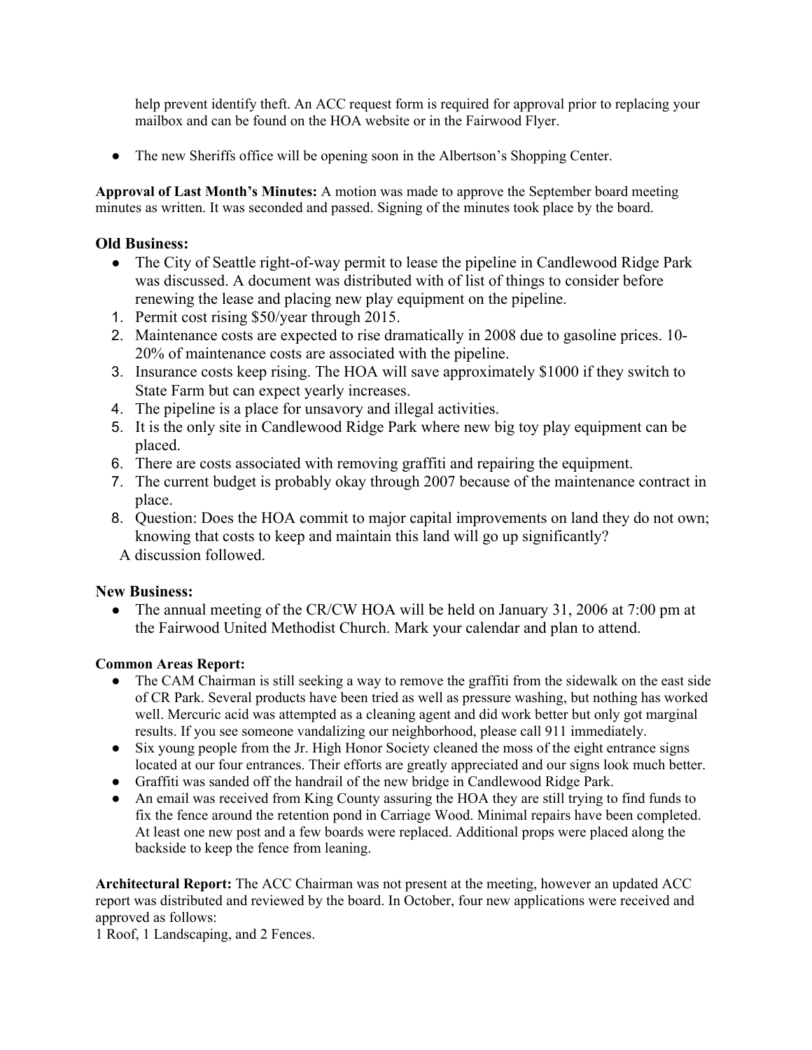help prevent identify theft. An ACC request form is required for approval prior to replacing your mailbox and can be found on the HOA website or in the Fairwood Flyer.

- The new Sheriffs office will be opening soon in the Albertson's Shopping Center.

**Approval of Last Month's Minutes:** A motion was made to approve the September board meeting minutes as written. It was seconded and passed. Signing of the minutes took place by the board.

### Old Business:

- The City of Seattle right-of-way permit to lease the pipeline in Candlewood Ridge Park was discussed. A document was distributed with of list of things to consider before renewing the lease and placing new play equipment on the pipeline.

1. Permit cost rising $50/year through 2015.
2. Maintenance costs are expected to rise dramatically in 2008 due to gasoline prices. 10-20% of maintenance costs are associated with the pipeline.
3. Insurance costs keep rising. The HOA will save approximately $1000 if they switch to State Farm but can expect yearly increases.
4. The pipeline is a place for unsavory and illegal activities.
5. It is the only site in Candlewood Ridge Park where new big toy play equipment can be placed.
6. There are costs associated with removing graffiti and repairing the equipment.
7. The current budget is probably okay through 2007 because of the maintenance contract in place.
8. Question: Does the HOA commit to major capital improvements on land they do not own; knowing that costs to keep and maintain this land will go up significantly?

A discussion followed.

### New Business:

- The annual meeting of the CR/CW HOA will be held on January 31, 2006 at 7:00 pm at the Fairwood United Methodist Church. Mark your calendar and plan to attend.

**Common Areas Report:**

- The CAM Chairman is still seeking a way to remove the graffiti from the sidewalk on the east side of CR Park. Several products have been tried as well as pressure washing, but nothing has worked well. Mercuric acid was attempted as a cleaning agent and did work better but only got marginal results. If you see someone vandalizing our neighborhood, please call 911 immediately.
- Six young people from the Jr. High Honor Society cleaned the moss of the eight entrance signs located at our four entrances. Their efforts are greatly appreciated and our signs look much better.
- Graffiti was sanded off the handrail of the new bridge in Candlewood Ridge Park.
- An email was received from King County assuring the HOA they are still trying to find funds to fix the fence around the retention pond in Carriage Wood. Minimal repairs have been completed. At least one new post and a few boards were replaced. Additional props were placed along the backside to keep the fence from leaning.

**Architectural Report:** The ACC Chairman was not present at the meeting, however an updated ACC report was distributed and reviewed by the board. In October, four new applications were received and approved as follows:

1 Roof, 1 Landscaping, and 2 Fences.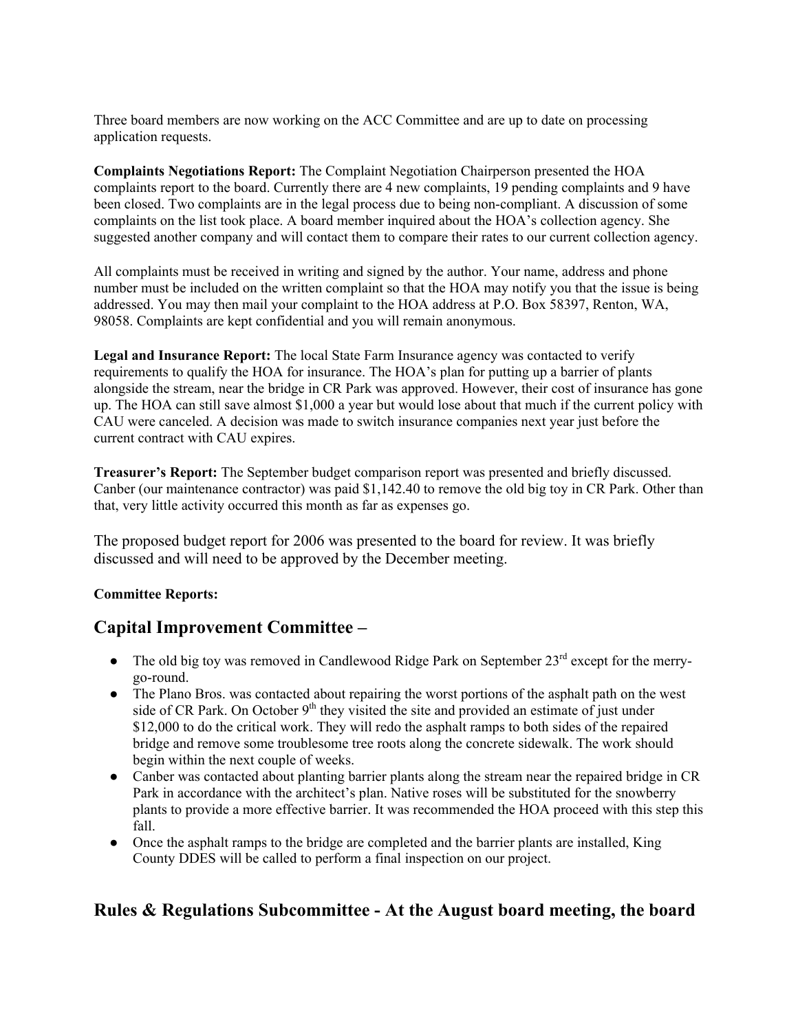Three board members are now working on the ACC Committee and are up to date on processing application requests.

**Complaints Negotiations Report:** The Complaint Negotiation Chairperson presented the HOA complaints report to the board. Currently there are 4 new complaints, 19 pending complaints and 9 have been closed. Two complaints are in the legal process due to being non-compliant. A discussion of some complaints on the list took place. A board member inquired about the HOA's collection agency. She suggested another company and will contact them to compare their rates to our current collection agency.

All complaints must be received in writing and signed by the author. Your name, address and phone number must be included on the written complaint so that the HOA may notify you that the issue is being addressed. You may then mail your complaint to the HOA address at P.O. Box 58397, Renton, WA, 98058. Complaints are kept confidential and you will remain anonymous.

**Legal and Insurance Report:** The local State Farm Insurance agency was contacted to verify requirements to qualify the HOA for insurance. The HOA's plan for putting up a barrier of plants alongside the stream, near the bridge in CR Park was approved. However, their cost of insurance has gone up. The HOA can still save almost $1,000 a year but would lose about that much if the current policy with CAU were canceled. A decision was made to switch insurance companies next year just before the current contract with CAU expires.

**Treasurer's Report:** The September budget comparison report was presented and briefly discussed. Canber (our maintenance contractor) was paid $1,142.40 to remove the old big toy in CR Park. Other than that, very little activity occurred this month as far as expenses go.

The proposed budget report for 2006 was presented to the board for review. It was briefly discussed and will need to be approved by the December meeting.

**Committee Reports:**

## Capital Improvement Committee –

- The old big toy was removed in Candlewood Ridge Park on September 23rd except for the merry-go-round.
- The Plano Bros. was contacted about repairing the worst portions of the asphalt path on the west side of CR Park. On October 9th they visited the site and provided an estimate of just under $12,000 to do the critical work. They will redo the asphalt ramps to both sides of the repaired bridge and remove some troublesome tree roots along the concrete sidewalk. The work should begin within the next couple of weeks.
- Canber was contacted about planting barrier plants along the stream near the repaired bridge in CR Park in accordance with the architect's plan. Native roses will be substituted for the snowberry plants to provide a more effective barrier. It was recommended the HOA proceed with this step this fall.
- Once the asphalt ramps to the bridge are completed and the barrier plants are installed, King County DDES will be called to perform a final inspection on our project.

## Rules & Regulations Subcommittee - At the August board meeting, the board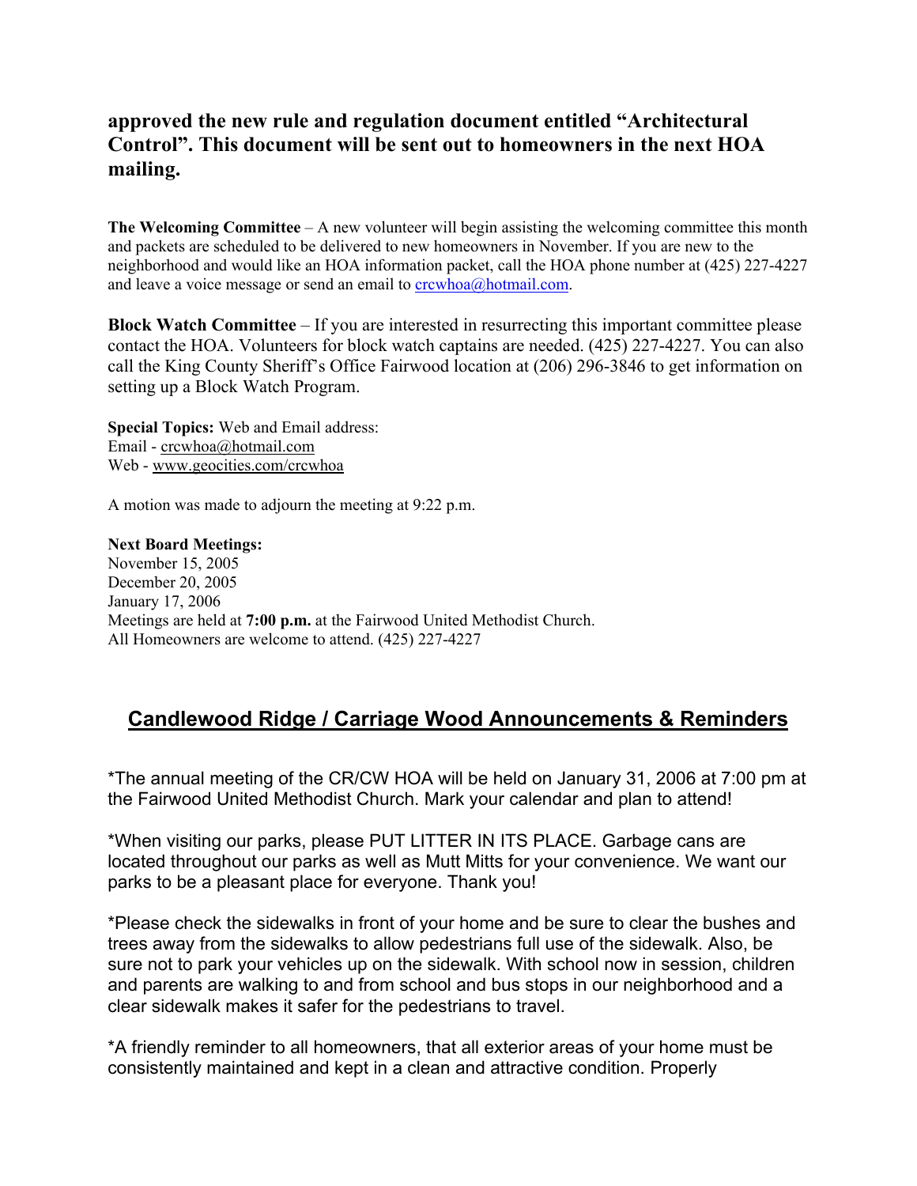**approved the new rule and regulation document entitled "Architectural Control". This document will be sent out to homeowners in the next HOA mailing.**

**The Welcoming Committee** – A new volunteer will begin assisting the welcoming committee this month and packets are scheduled to be delivered to new homeowners in November. If you are new to the neighborhood and would like an HOA information packet, call the HOA phone number at (425) 227-4227 and leave a voice message or send an email to crcwhoa@hotmail.com.

**Block Watch Committee** – If you are interested in resurrecting this important committee please contact the HOA. Volunteers for block watch captains are needed. (425) 227-4227. You can also call the King County Sheriff's Office Fairwood location at (206) 296-3846 to get information on setting up a Block Watch Program.

**Special Topics:** Web and Email address:
Email - crcwhoa@hotmail.com
Web - www.geocities.com/crcwhoa

A motion was made to adjourn the meeting at 9:22 p.m.

**Next Board Meetings:**
November 15, 2005
December 20, 2005
January 17, 2006
Meetings are held at **7:00 p.m.** at the Fairwood United Methodist Church.
All Homeowners are welcome to attend. (425) 227-4227

## Candlewood Ridge / Carriage Wood Announcements & Reminders

*The annual meeting of the CR/CW HOA will be held on January 31, 2006 at 7:00 pm at the Fairwood United Methodist Church. Mark your calendar and plan to attend!

*When visiting our parks, please PUT LITTER IN ITS PLACE. Garbage cans are located throughout our parks as well as Mutt Mitts for your convenience. We want our parks to be a pleasant place for everyone. Thank you!

*Please check the sidewalks in front of your home and be sure to clear the bushes and trees away from the sidewalks to allow pedestrians full use of the sidewalk. Also, be sure not to park your vehicles up on the sidewalk. With school now in session, children and parents are walking to and from school and bus stops in our neighborhood and a clear sidewalk makes it safer for the pedestrians to travel.

*A friendly reminder to all homeowners, that all exterior areas of your home must be consistently maintained and kept in a clean and attractive condition. Properly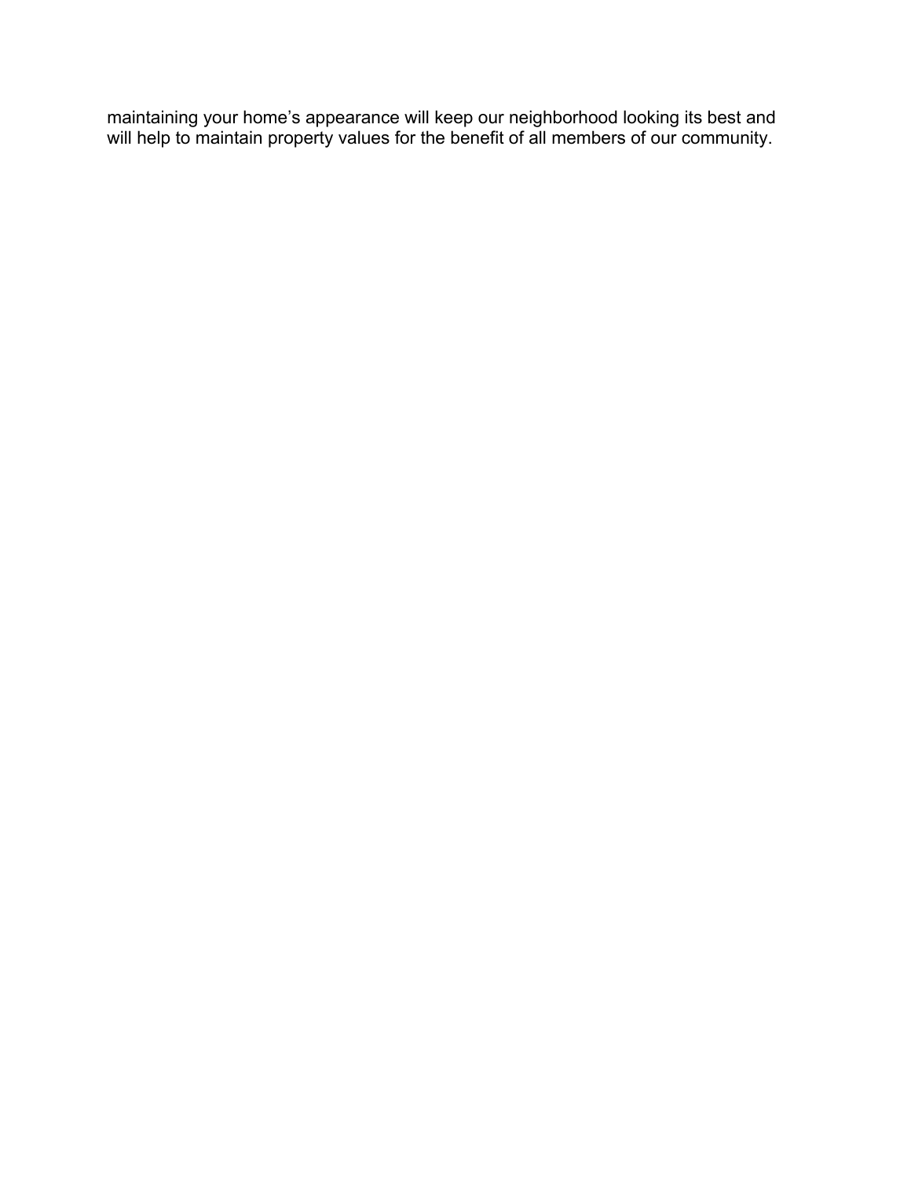maintaining your home’s appearance will keep our neighborhood looking its best and will help to maintain property values for the benefit of all members of our community.